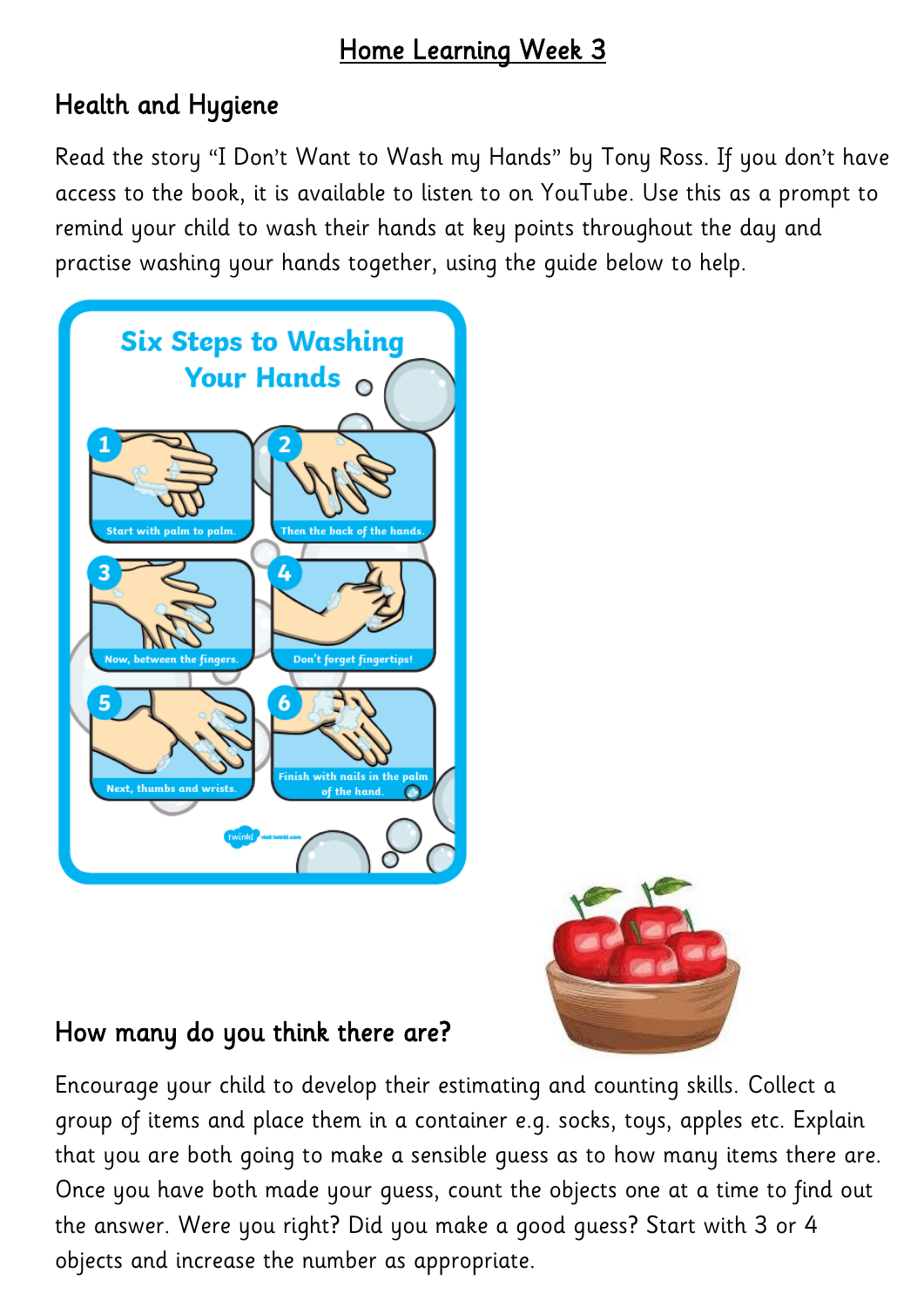# Home Learning Week 3

## Health and Hygiene

Read the story "I Don't Want to Wash my Hands" by Tony Ross. If you don't have access to the book, it is available to listen to on YouTube. Use this as a prompt to remind your child to wash their hands at key points throughout the day and practise washing your hands together, using the guide below to help.

### Six Steps to Washing Your Hands

1. Start with palm to palm.
2. Then the back of the hands.
3. Now, between the fingers.
4. Don't forget fingertips!
5. Next, thumbs and wrists.
6. Finish with nails in the palm of the hand.

## How many do you think there are?

Encourage your child to develop their estimating and counting skills. Collect a group of items and place them in a container e.g. socks, toys, apples etc. Explain that you are both going to make a sensible guess as to how many items there are. Once you have both made your guess, count the objects one at a time to find out the answer. Were you right? Did you make a good guess? Start with 3 or 4 objects and increase the number as appropriate.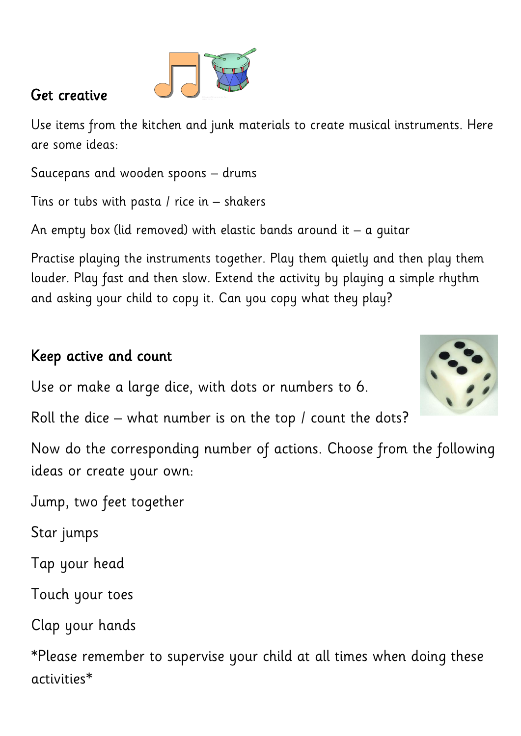## Get creative

Use items from the kitchen and junk materials to create musical instruments. Here are some ideas:

Saucepans and wooden spoons – drums

Tins or tubs with pasta / rice in – shakers

An empty box (lid removed) with elastic bands around it – a guitar

Practise playing the instruments together. Play them quietly and then play them louder. Play fast and then slow. Extend the activity by playing a simple rhythm and asking your child to copy it. Can you copy what they play?

## Keep active and count

Use or make a large dice, with dots or numbers to 6.

Roll the dice – what number is on the top / count the dots?

Now do the corresponding number of actions. Choose from the following ideas or create your own:

Jump, two feet together

Star jumps

Tap your head

Touch your toes

Clap your hands

*Please remember to supervise your child at all times when doing these activities*